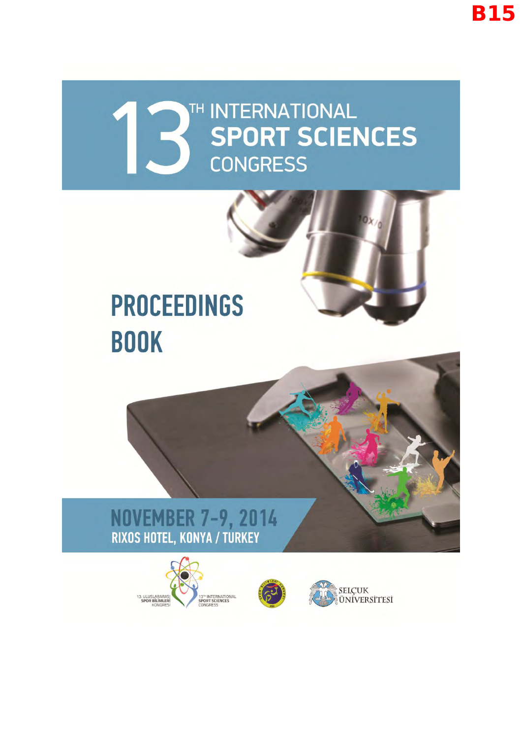B15

# 13TH INTERNATIONAL SPORT SCIENCES CONGRESS

# PROCEEDINGS BOOK

## NOVEMBER 7-9, 2014

### RIXOS HOTEL, KONYA / TURKEY

13. ULUSLARARASI SPOR BİLİMLERİ KONGRESİ

13TH INTERNATIONAL SPORT SCIENCES CONGRESS

SELÇUK ÜNİVERSİTESİ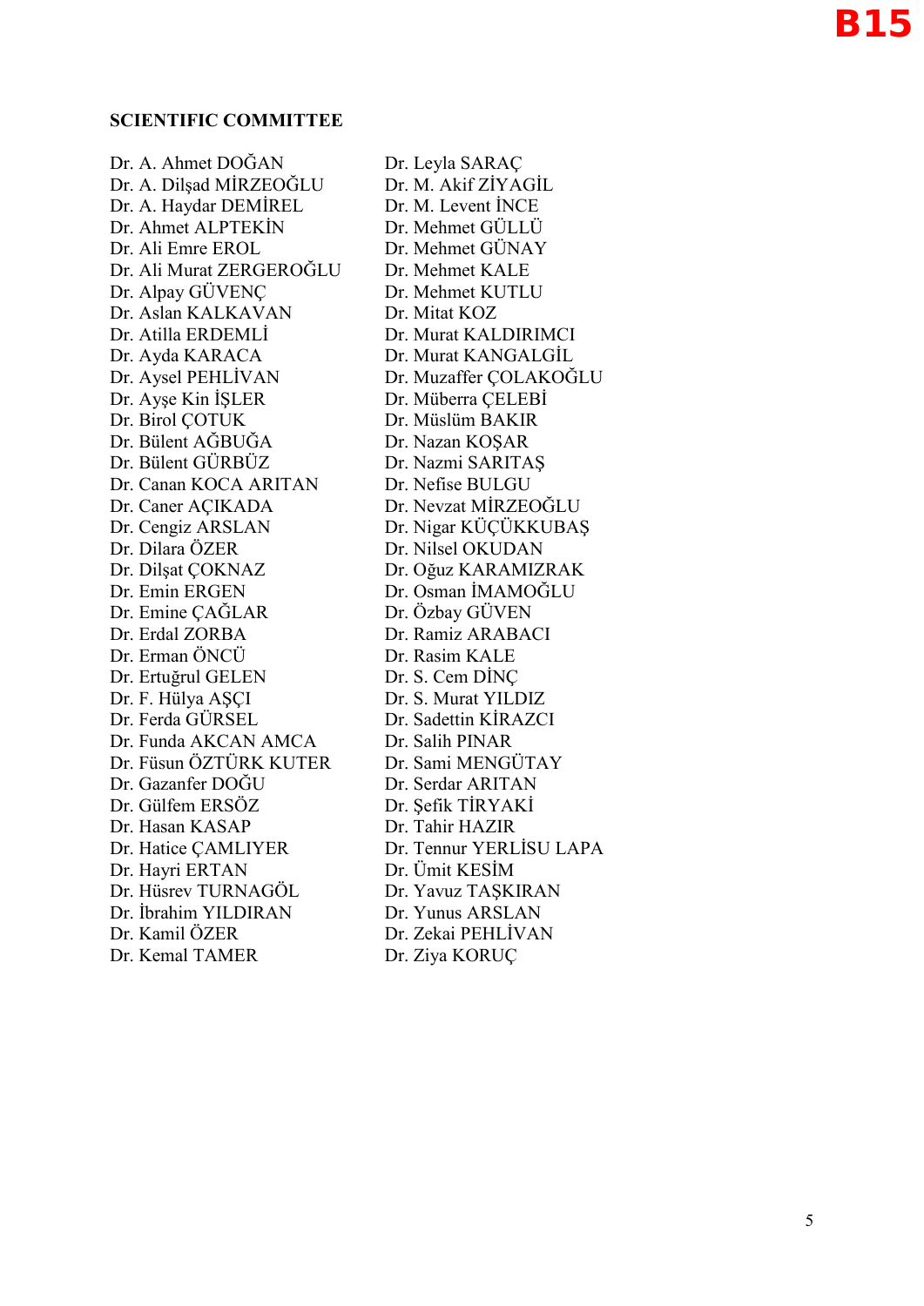## SCIENTIFIC COMMITTEE

Dr. A. Ahmet DOĞAN
Dr. A. Dilşad MİRZEOĞLU
Dr. A. Haydar DEMİREL
Dr. Ahmet ALPTEKİN
Dr. Ali Emre EROL
Dr. Ali Murat ZERGEROĞLU
Dr. Alpay GÜVENÇ
Dr. Aslan KALKAVAN
Dr. Atilla ERDEMLİ
Dr. Ayda KARACA
Dr. Aysel PEHLİVAN
Dr. Ayşe Kin İŞLER
Dr. Birol ÇOTUK
Dr. Bülent AĞBUĞA
Dr. Bülent GÜRBÜZ
Dr. Canan KOCA ARITAN
Dr. Caner AÇIKADA
Dr. Cengiz ARSLAN
Dr. Dilara ÖZER
Dr. Dilşat ÇOKNAZ
Dr. Emin ERGEN
Dr. Emine ÇAĞLAR
Dr. Erdal ZORBA
Dr. Erman ÖNCÜ
Dr. Ertuğrul GELEN
Dr. F. Hülya AŞÇI
Dr. Ferda GÜRSEL
Dr. Funda AKCAN AMCA
Dr. Füsun ÖZTÜRK KUTER
Dr. Gazanfer DOĞU
Dr. Gülfem ERSÖZ
Dr. Hasan KASAP
Dr. Hatice ÇAMLIYER
Dr. Hayri ERTAN
Dr. Hüsrev TURNAGÖL
Dr. İbrahim YILDIRAN
Dr. Kamil ÖZER
Dr. Kemal TAMER
Dr. Leyla SARAÇ
Dr. M. Akif ZİYAGİL
Dr. M. Levent İNCE
Dr. Mehmet GÜLLÜ
Dr. Mehmet GÜNAY
Dr. Mehmet KALE
Dr. Mehmet KUTLU
Dr. Mitat KOZ
Dr. Murat KALDIRIMCI
Dr. Murat KANGALGİL
Dr. Muzaffer ÇOLAKOĞLU
Dr. Müberra ÇELEBİ
Dr. Müslüm BAKIR
Dr. Nazan KOŞAR
Dr. Nazmi SARITAŞ
Dr. Nefise BULGU
Dr. Nevzat MİRZEOĞLU
Dr. Nigar KÜÇÜKKUBAŞ
Dr. Nilsel OKUDAN
Dr. Oğuz KARAMIZRAK
Dr. Osman İMAMOĞLU
Dr. Özbay GÜVEN
Dr. Ramiz ARABACI
Dr. Rasim KALE
Dr. S. Cem DİNÇ
Dr. S. Murat YILDIZ
Dr. Sadettin KİRAZCI
Dr. Salih PINAR
Dr. Sami MENGÜTAY
Dr. Serdar ARITAN
Dr. Şefik TİRYAKİ
Dr. Tahir HAZIR
Dr. Tennur YERLİSU LAPA
Dr. Ümit KESİM
Dr. Yavuz TAŞKIRAN
Dr. Yunus ARSLAN
Dr. Zekai PEHLİVAN
Dr. Ziya KORUÇ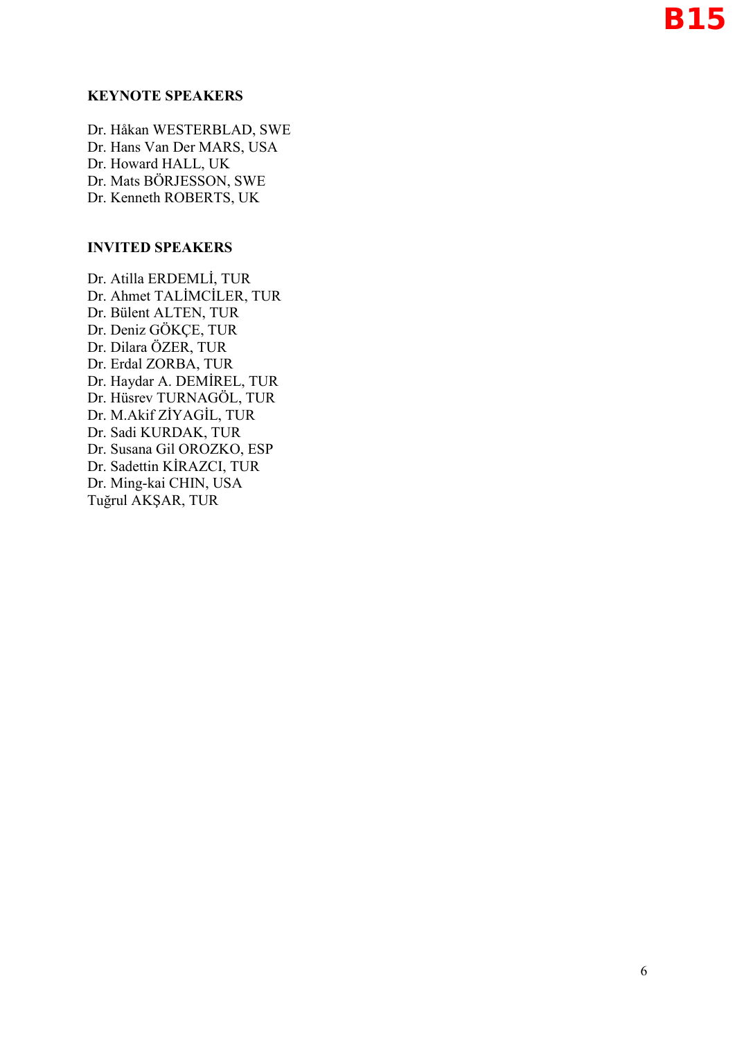B15

**KEYNOTE SPEAKERS**

Dr. Håkan WESTERBLAD, SWE
Dr. Hans Van Der MARS, USA
Dr. Howard HALL, UK
Dr. Mats BÖRJESSON, SWE
Dr. Kenneth ROBERTS, UK

**INVITED SPEAKERS**

Dr. Atilla ERDEMLİ, TUR
Dr. Ahmet TALİMCİLER, TUR
Dr. Bülent ALTEN, TUR
Dr. Deniz GÖKÇE, TUR
Dr. Dilara ÖZER, TUR
Dr. Erdal ZORBA, TUR
Dr. Haydar A. DEMİREL, TUR
Dr. Hüsrev TURNAGÖL, TUR
Dr. M.Akif ZİYAGİL, TUR
Dr. Sadi KURDAK, TUR
Dr. Susana Gil OROZKO, ESP
Dr. Sadettin KİRAZCI, TUR
Dr. Ming-kai CHIN, USA
Tuğrul AKŞAR, TUR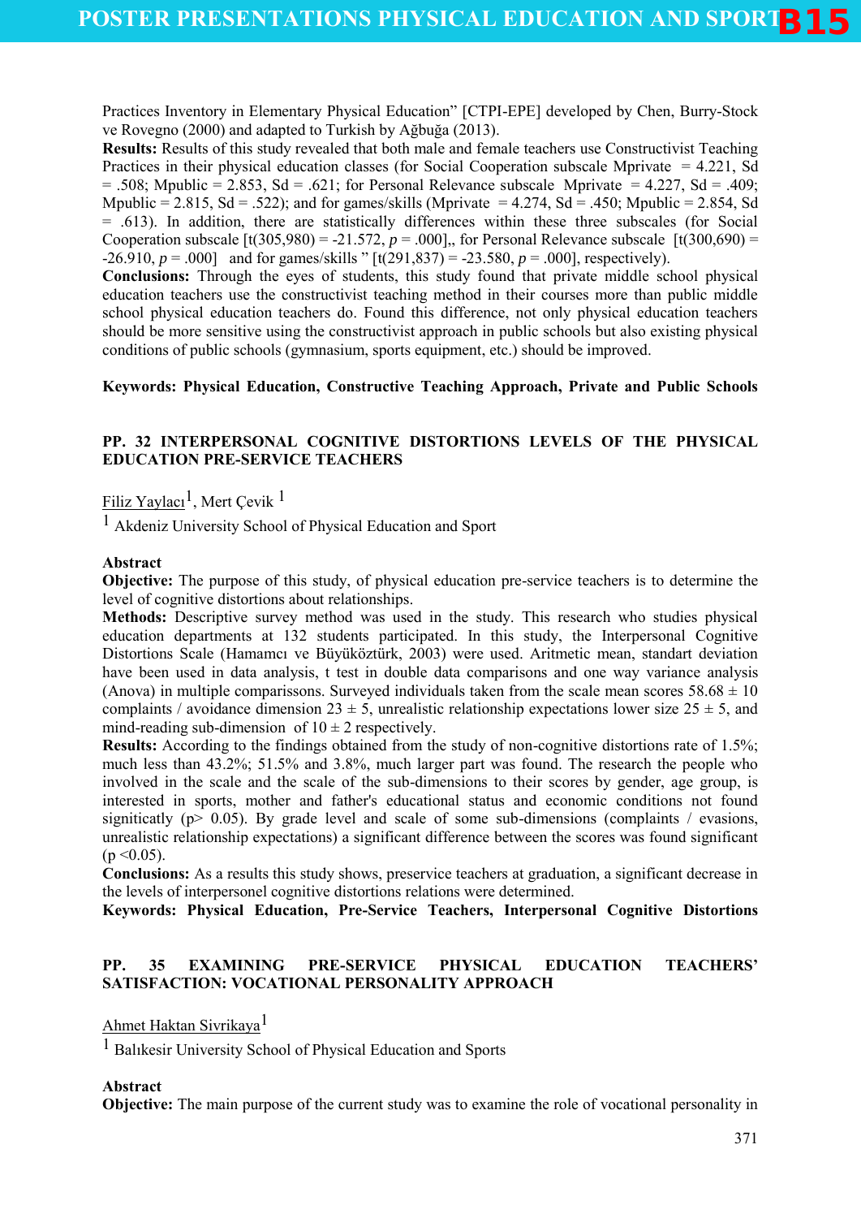Practices Inventory in Elementary Physical Education" [CTPI-EPE] developed by Chen, Burry-Stock ve Rovegno (2000) and adapted to Turkish by Ağbuğa (2013).

**Results:** Results of this study revealed that both male and female teachers use Constructivist Teaching Practices in their physical education classes (for Social Cooperation subscale $M_{private}$ = 4.221, Sd = .508; $M_{public}$ = 2.853, Sd = .621; for Personal Relevance subscale $M_{private}$ = 4.227, Sd = .409; $M_{public}$ = 2.815, Sd = .522); and for games/skills ($M_{private}$ = 4.274, Sd = .450; $M_{public}$ = 2.854, Sd = .613). In addition, there are statistically differences within these three subscales (for Social Cooperation subscale [$t(305,980) = -21.572$, $p = .000$],, for Personal Relevance subscale [$t(300,690) = -26.910$, $p = .000$] and for games/skills " [$t(291,837) = -23.580$, $p = .000$], respectively).

**Conclusions:** Through the eyes of students, this study found that private middle school physical education teachers use the constructivist teaching method in their courses more than public middle school physical education teachers do. Found this difference, not only physical education teachers should be more sensitive using the constructivist approach in public schools but also existing physical conditions of public schools (gymnasium, sports equipment, etc.) should be improved.

**Keywords: Physical Education, Constructive Teaching Approach, Private and Public Schools**

## PP. 32 INTERPERSONAL COGNITIVE DISTORTIONS LEVELS OF THE PHYSICAL EDUCATION PRE-SERVICE TEACHERS

Filiz Yaylacı[1], Mert Çevik [1]

[1] Akdeniz University School of Physical Education and Sport

**Abstract**

**Objective:** The purpose of this study, of physical education pre-service teachers is to determine the level of cognitive distortions about relationships.

**Methods:** Descriptive survey method was used in the study. This research who studies physical education departments at 132 students participated. In this study, the Interpersonal Cognitive Distortions Scale (Hamamcı ve Büyüköztürk, 2003) were used. Aritmetic mean, standart deviation have been used in data analysis, t test in double data comparisons and one way variance analysis (Anova) in multiple comparissons. Surveyed individuals taken from the scale mean scores 58.68 ± 10 complaints / avoidance dimension 23 ± 5, unrealistic relationship expectations lower size 25 ± 5, and mind-reading sub-dimension of 10 ± 2 respectively.

**Results:** According to the findings obtained from the study of non-cognitive distortions rate of 1.5%; much less than 43.2%; 51.5% and 3.8%, much larger part was found. The research the people who involved in the scale and the scale of the sub-dimensions to their scores by gender, age group, is interested in sports, mother and father's educational status and economic conditions not found signiticatly ($p > 0.05$). By grade level and scale of some sub-dimensions (complaints / evasions, unrealistic relationship expectations) a significant difference between the scores was found significant ($p < 0.05$).

**Conclusions:** As a results this study shows, preservice teachers at graduation, a significant decrease in the levels of interpersonel cognitive distortions relations were determined.

**Keywords: Physical Education, Pre-Service Teachers, Interpersonal Cognitive Distortions**

## PP. 35 EXAMINING PRE-SERVICE PHYSICAL EDUCATION TEACHERS' SATISFACTION: VOCATIONAL PERSONALITY APPROACH

Ahmet Haktan Sivrikaya[1]

[1] Balıkesir University School of Physical Education and Sports

**Abstract**

**Objective:** The main purpose of the current study was to examine the role of vocational personality in